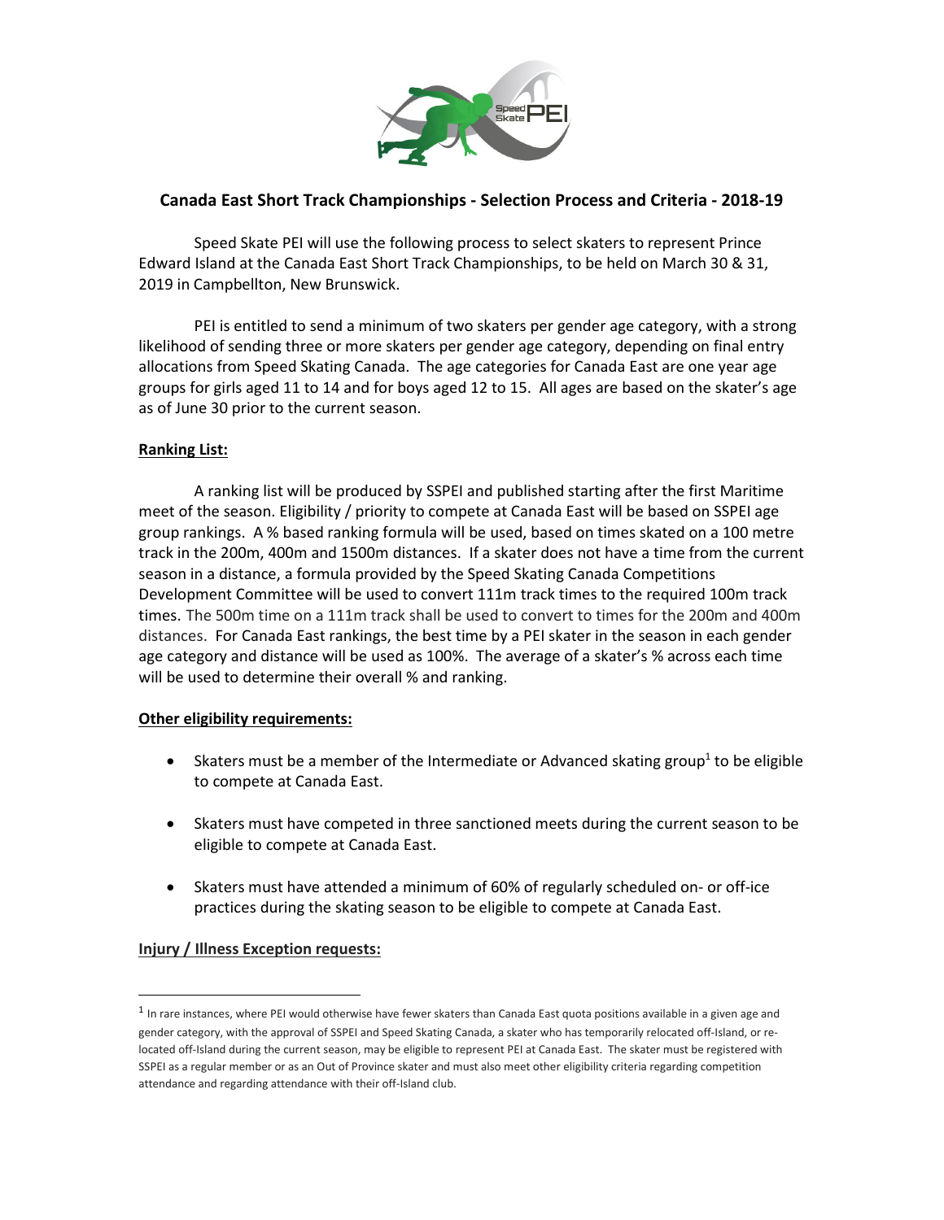# Canada East Short Track Championships - Selection Process and Criteria - 2018-19

Speed Skate PEI will use the following process to select skaters to represent Prince Edward Island at the Canada East Short Track Championships, to be held on March 30 & 31, 2019 in Campbellton, New Brunswick.

PEI is entitled to send a minimum of two skaters per gender age category, with a strong likelihood of sending three or more skaters per gender age category, depending on final entry allocations from Speed Skating Canada. The age categories for Canada East are one year age groups for girls aged 11 to 14 and for boys aged 12 to 15. All ages are based on the skater's age as of June 30 prior to the current season.

## Ranking List:

A ranking list will be produced by SSPEI and published starting after the first Maritime meet of the season. Eligibility / priority to compete at Canada East will be based on SSPEI age group rankings. A % based ranking formula will be used, based on times skated on a 100 metre track in the 200m, 400m and 1500m distances. If a skater does not have a time from the current season in a distance, a formula provided by the Speed Skating Canada Competitions Development Committee will be used to convert 111m track times to the required 100m track times. The 500m time on a 111m track shall be used to convert to times for the 200m and 400m distances. For Canada East rankings, the best time by a PEI skater in the season in each gender age category and distance will be used as 100%. The average of a skater's % across each time will be used to determine their overall % and ranking.

## Other eligibility requirements:

- Skaters must be a member of the Intermediate or Advanced skating group[1] to be eligible to compete at Canada East.
- Skaters must have competed in three sanctioned meets during the current season to be eligible to compete at Canada East.
- Skaters must have attended a minimum of 60% of regularly scheduled on- or off-ice practices during the skating season to be eligible to compete at Canada East.

## Injury / Illness Exception requests:

[1] In rare instances, where PEI would otherwise have fewer skaters than Canada East quota positions available in a given age and gender category, with the approval of SSPEI and Speed Skating Canada, a skater who has temporarily relocated off-Island, or re-located off-Island during the current season, may be eligible to represent PEI at Canada East. The skater must be registered with SSPEI as a regular member or as an Out of Province skater and must also meet other eligibility criteria regarding competition attendance and regarding attendance with their off-Island club.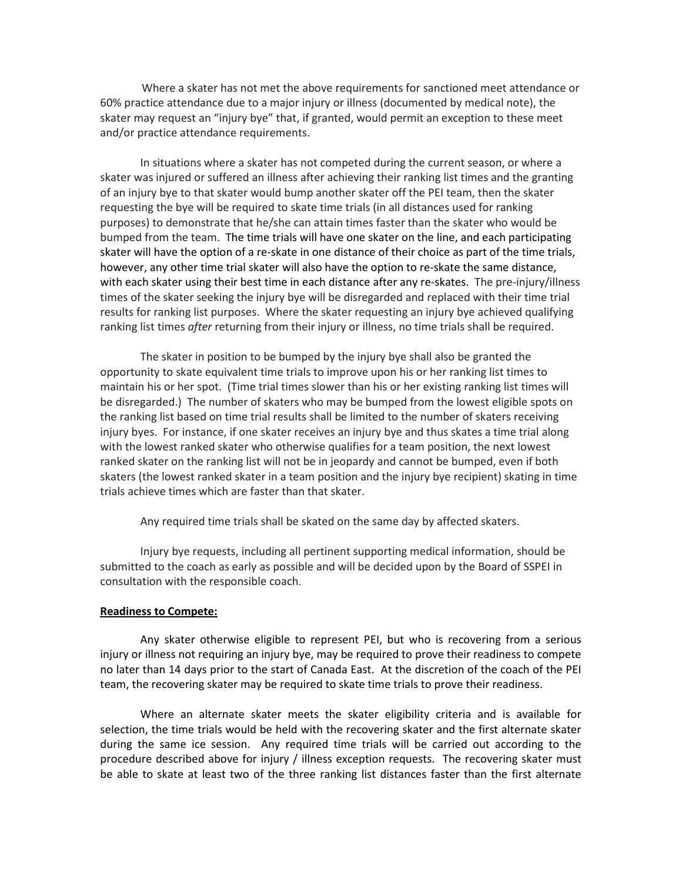Where a skater has not met the above requirements for sanctioned meet attendance or 60% practice attendance due to a major injury or illness (documented by medical note), the skater may request an "injury bye" that, if granted, would permit an exception to these meet and/or practice attendance requirements.

In situations where a skater has not competed during the current season, or where a skater was injured or suffered an illness after achieving their ranking list times and the granting of an injury bye to that skater would bump another skater off the PEI team, then the skater requesting the bye will be required to skate time trials (in all distances used for ranking purposes) to demonstrate that he/she can attain times faster than the skater who would be bumped from the team. The time trials will have one skater on the line, and each participating skater will have the option of a re-skate in one distance of their choice as part of the time trials, however, any other time trial skater will also have the option to re-skate the same distance, with each skater using their best time in each distance after any re-skates. The pre-injury/illness times of the skater seeking the injury bye will be disregarded and replaced with their time trial results for ranking list purposes. Where the skater requesting an injury bye achieved qualifying ranking list times *after* returning from their injury or illness, no time trials shall be required.

The skater in position to be bumped by the injury bye shall also be granted the opportunity to skate equivalent time trials to improve upon his or her ranking list times to maintain his or her spot. (Time trial times slower than his or her existing ranking list times will be disregarded.) The number of skaters who may be bumped from the lowest eligible spots on the ranking list based on time trial results shall be limited to the number of skaters receiving injury byes. For instance, if one skater receives an injury bye and thus skates a time trial along with the lowest ranked skater who otherwise qualifies for a team position, the next lowest ranked skater on the ranking list will not be in jeopardy and cannot be bumped, even if both skaters (the lowest ranked skater in a team position and the injury bye recipient) skating in time trials achieve times which are faster than that skater.

Any required time trials shall be skated on the same day by affected skaters.

Injury bye requests, including all pertinent supporting medical information, should be submitted to the coach as early as possible and will be decided upon by the Board of SSPEI in consultation with the responsible coach.

**Readiness to Compete:**

Any skater otherwise eligible to represent PEI, but who is recovering from a serious injury or illness not requiring an injury bye, may be required to prove their readiness to compete no later than 14 days prior to the start of Canada East. At the discretion of the coach of the PEI team, the recovering skater may be required to skate time trials to prove their readiness.

Where an alternate skater meets the skater eligibility criteria and is available for selection, the time trials would be held with the recovering skater and the first alternate skater during the same ice session. Any required time trials will be carried out according to the procedure described above for injury / illness exception requests. The recovering skater must be able to skate at least two of the three ranking list distances faster than the first alternate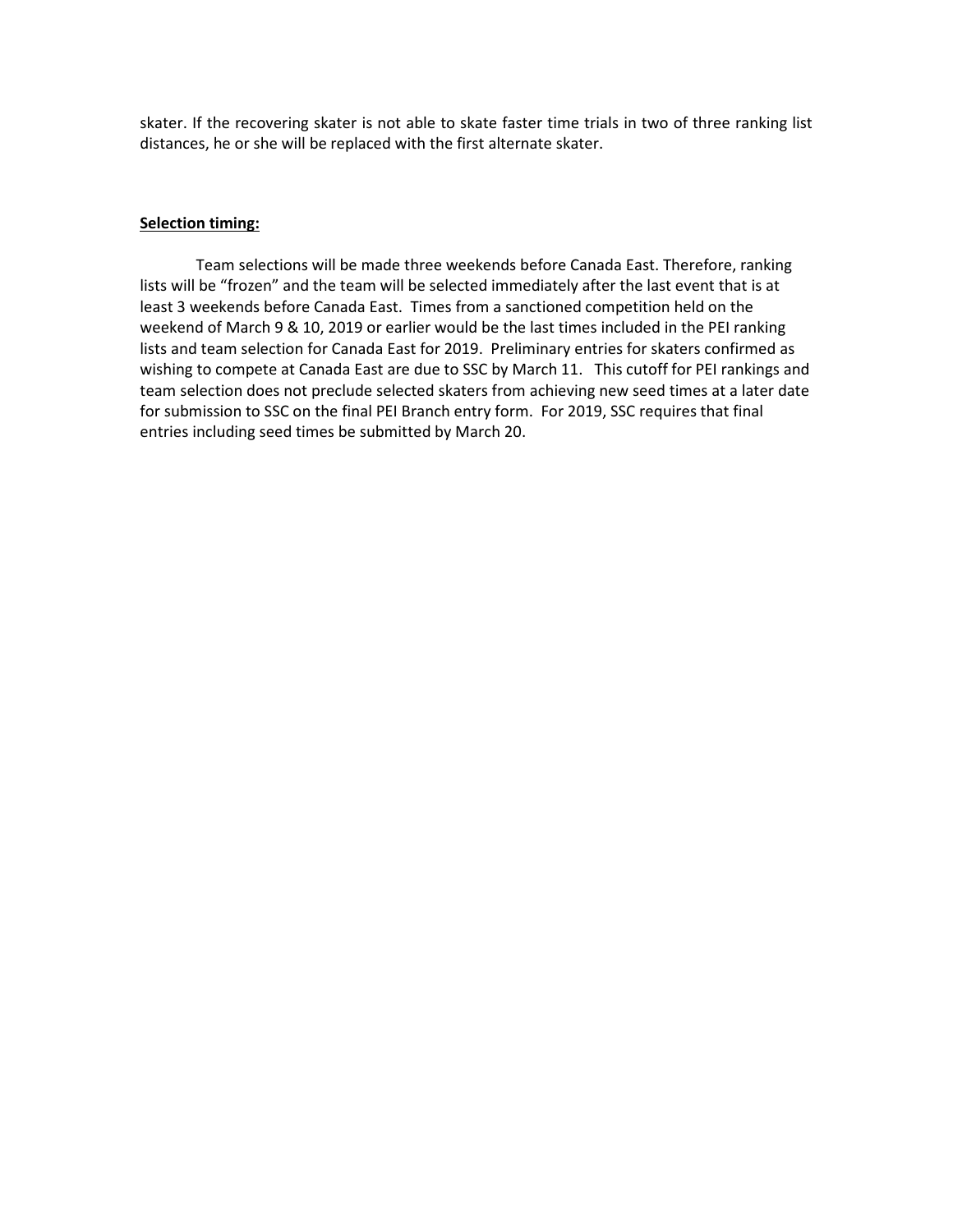skater. If the recovering skater is not able to skate faster time trials in two of three ranking list distances, he or she will be replaced with the first alternate skater.

**Selection timing:**

Team selections will be made three weekends before Canada East. Therefore, ranking lists will be "frozen" and the team will be selected immediately after the last event that is at least 3 weekends before Canada East. Times from a sanctioned competition held on the weekend of March 9 & 10, 2019 or earlier would be the last times included in the PEI ranking lists and team selection for Canada East for 2019. Preliminary entries for skaters confirmed as wishing to compete at Canada East are due to SSC by March 11. This cutoff for PEI rankings and team selection does not preclude selected skaters from achieving new seed times at a later date for submission to SSC on the final PEI Branch entry form. For 2019, SSC requires that final entries including seed times be submitted by March 20.